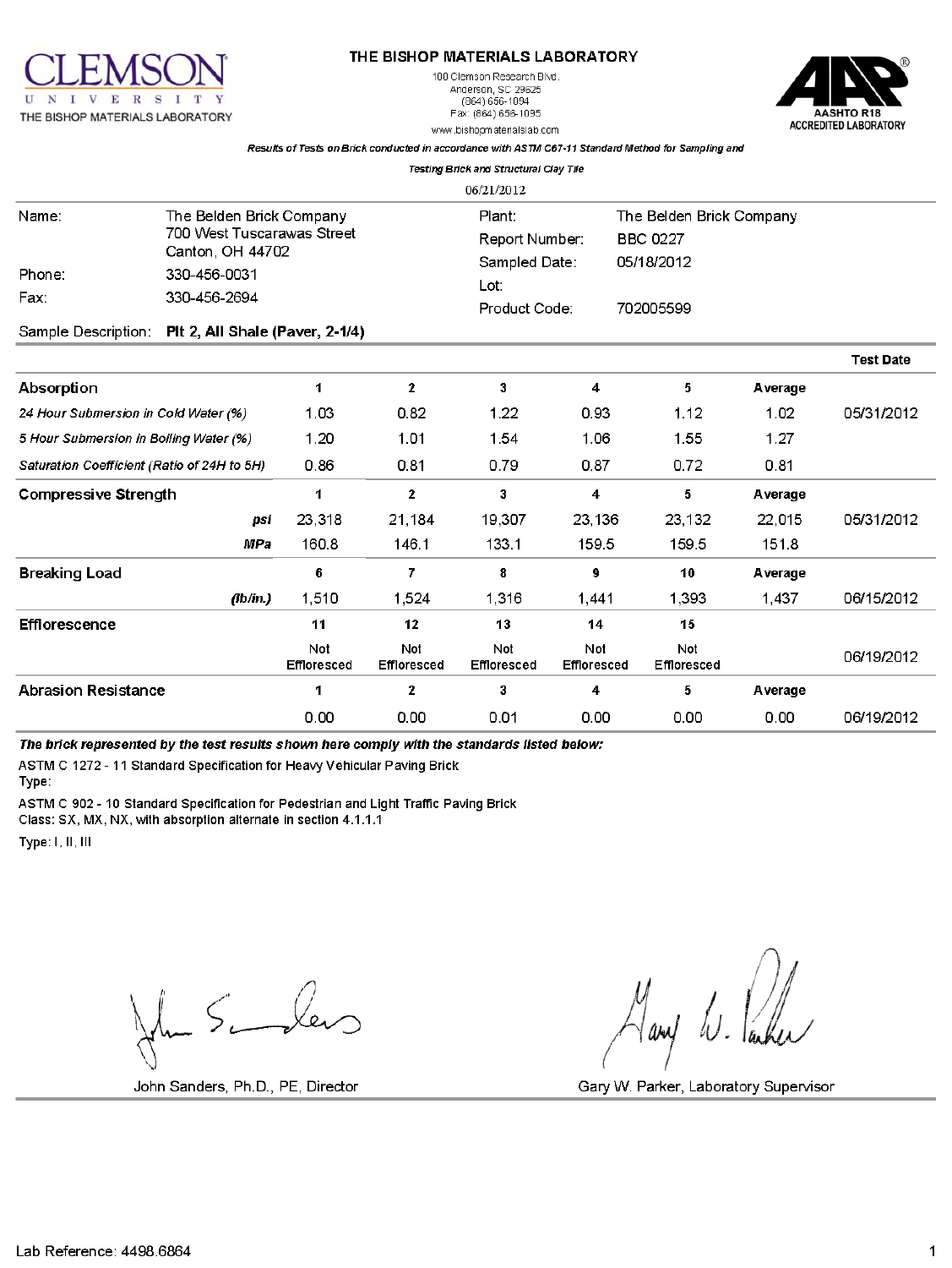CLEMSON UNIVERSITY
THE BISHOP MATERIALS LABORATORY

# THE BISHOP MATERIALS LABORATORY

100 Clemson Research Blvd.
Anderson, SC 29625
(864) 656-1094
Fax: (864) 656-1095
www.bishopmaterialslab.com

AAP AASHTO R18 ACCREDITED LABORATORY

*Results of Tests on Brick conducted in accordance with ASTM C67-11 Standard Method for Sampling and Testing Brick and Structural Clay Tile*

06/21/2012

| | | | |
|---|---|---|---|
| Name: | The Belden Brick Company<br>700 West Tuscarawas Street<br>Canton, OH 44702 | Plant: | The Belden Brick Company |
| | | Report Number: | BBC 0227 |
| | | Sampled Date: | 05/18/2012 |
| Phone: | 330-456-0031 | Lot: | |
| Fax: | 330-456-2694 | Product Code: | 702005599 |

Sample Description: **Plt 2, All Shale (Paver, 2-1/4)**

| | | | | | | | Test Date |
|---|---|---|---|---|---|---|---|
| **Absorption** | 1 | 2 | 3 | 4 | 5 | Average | |
| *24 Hour Submersion in Cold Water (%)* | 1.03 | 0.82 | 1.22 | 0.93 | 1.12 | 1.02 | 05/31/2012 |
| *5 Hour Submersion in Boiling Water (%)* | 1.20 | 1.01 | 1.54 | 1.06 | 1.55 | 1.27 | |
| *Saturation Coefficient (Ratio of 24H to 5H)* | 0.86 | 0.81 | 0.79 | 0.87 | 0.72 | 0.81 | |
| **Compressive Strength** | 1 | 2 | 3 | 4 | 5 | Average | |
| *psi* | 23,318 | 21,184 | 19,307 | 23,136 | 23,132 | 22,015 | 05/31/2012 |
| *MPa* | 160.8 | 146.1 | 133.1 | 159.5 | 159.5 | 151.8 | |
| **Breaking Load** | 6 | 7 | 8 | 9 | 10 | Average | |
| *(lb/in.)* | 1,510 | 1,524 | 1,316 | 1,441 | 1,393 | 1,437 | 06/15/2012 |
| **Efflorescence** | 11 | 12 | 13 | 14 | 15 | | |
| | Not Effloresced | Not Effloresced | Not Effloresced | Not Effloresced | Not Effloresced | | 06/19/2012 |
| **Abrasion Resistance** | 1 | 2 | 3 | 4 | 5 | Average | |
| | 0.00 | 0.00 | 0.01 | 0.00 | 0.00 | 0.00 | 06/19/2012 |

***The brick represented by the test results shown here comply with the standards listed below:***

ASTM C 1272 - 11 Standard Specification for Heavy Vehicular Paving Brick
Type:

ASTM C 902 - 10 Standard Specification for Pedestrian and Light Traffic Paving Brick
Class: SX, MX, NX, with absorption alternate in section 4.1.1.1

Type: I, II, III

John Sanders, Ph.D., PE, Director

Gary W. Parker, Laboratory Supervisor

Lab Reference: 4498.6864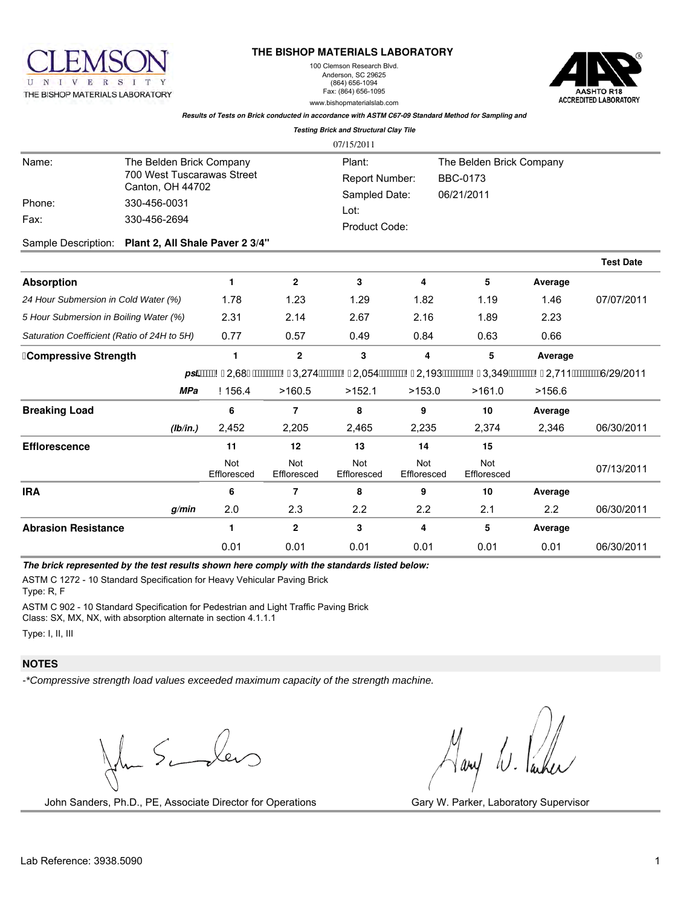**THE BISHOP MATERIALS LABORATORY**

100 Clemson Research Blvd.
Anderson, SC 29625
(864) 656-1094
Fax: (864) 656-1095
www.bishopmaterialslab.com

CLEMSON UNIVERSITY
THE BISHOP MATERIALS LABORATORY

AASHTO R18 ACCREDITED LABORATORY

***Results of Tests on Brick conducted in accordance with ASTM C67-09 Standard Method for Sampling and Testing Brick and Structural Clay Tile***

07/15/2011

| | | | |
|---|---|---|---|
| Name: | The Belden Brick Company<br>700 West Tuscarawas Street<br>Canton, OH 44702 | Plant: | The Belden Brick Company |
| | | Report Number: | BBC-0173 |
| Phone: | 330-456-0031 | Sampled Date: | 06/21/2011 |
| Fax: | 330-456-2694 | Lot: | |
| | | Product Code: | |

Sample Description: **Plant 2, All Shale Paver 2 3/4"**

| | | | | | | | **Test Date** |
|---|---|---|---|---|---|---|---|
| **Absorption** | **1** | **2** | **3** | **4** | **5** | **Average** | |
| *24 Hour Submersion in Cold Water (%)* | 1.78 | 1.23 | 1.29 | 1.82 | 1.19 | 1.46 | 07/07/2011 |
| *5 Hour Submersion in Boiling Water (%)* | 2.31 | 2.14 | 2.67 | 2.16 | 1.89 | 2.23 | |
| *Saturation Coefficient (Ratio of 24H to 5H)* | 0.77 | 0.57 | 0.49 | 0.84 | 0.63 | 0.66 | |
| **Compressive Strength** | **1** | **2** | **3** | **4** | **5** | **Average** | |
| ***psi*** | >22,68 | >23,274 | >22,054 | >22,193 | >23,349 | >22,711 | 06/29/2011 |
| ***MPa*** | >156.4 | >160.5 | >152.1 | >153.0 | >161.0 | >156.6 | |
| **Breaking Load** | **6** | **7** | **8** | **9** | **10** | **Average** | |
| ***(lb/in.)*** | 2,452 | 2,205 | 2,465 | 2,235 | 2,374 | 2,346 | 06/30/2011 |
| **Efflorescence** | **11** | **12** | **13** | **14** | **15** | | |
| | Not Effloresced | Not Effloresced | Not Effloresced | Not Effloresced | Not Effloresced | | 07/13/2011 |
| **IRA** | **6** | **7** | **8** | **9** | **10** | **Average** | |
| ***g/min*** | 2.0 | 2.3 | 2.2 | 2.2 | 2.1 | 2.2 | 06/30/2011 |
| **Abrasion Resistance** | **1** | **2** | **3** | **4** | **5** | **Average** | |
| | 0.01 | 0.01 | 0.01 | 0.01 | 0.01 | 0.01 | 06/30/2011 |

***The brick represented by the test results shown here comply with the standards listed below:***

ASTM C 1272 - 10 Standard Specification for Heavy Vehicular Paving Brick
Type: R, F

ASTM C 902 - 10 Standard Specification for Pedestrian and Light Traffic Paving Brick
Class: SX, MX, NX, with absorption alternate in section 4.1.1.1

Type: I, II, III

## NOTES

*-*Compressive strength load values exceeded maximum capacity of the strength machine.*

John Sanders, Ph.D., PE, Associate Director for Operations

Gary W. Parker, Laboratory Supervisor

Lab Reference: 3938.5090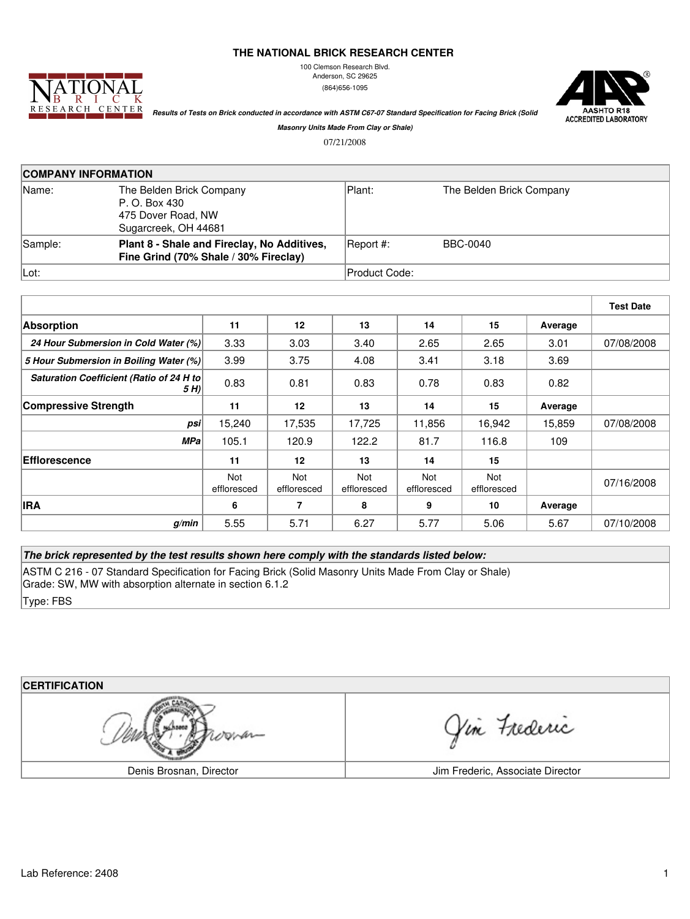# THE NATIONAL BRICK RESEARCH CENTER

100 Clemson Research Blvd.
Anderson, SC 29625
(864)656-1095

NATIONAL BRICK RESEARCH CENTER

AASHTO R18 ACCREDITED LABORATORY

*Results of Tests on Brick conducted in accordance with ASTM C67-07 Standard Specification for Facing Brick (Solid Masonry Units Made From Clay or Shale)*

07/21/2008

| COMPANY INFORMATION | | | |
|---|---|---|---|
| Name: | The Belden Brick Company<br>P. O. Box 430<br>475 Dover Road, NW<br>Sugarcreek, OH 44681 | Plant: | The Belden Brick Company |
| Sample: | **Plant 8 - Shale and Fireclay, No Additives, Fine Grind (70% Shale / 30% Fireclay)** | Report #: | BBC-0040 |
| Lot: | | Product Code: | |

| | | | | | | | Test Date |
|---|---|---|---|---|---|---|---|
| **Absorption** | **11** | **12** | **13** | **14** | **15** | **Average** | |
| *24 Hour Submersion in Cold Water (%)* | 3.33 | 3.03 | 3.40 | 2.65 | 2.65 | 3.01 | 07/08/2008 |
| *5 Hour Submersion in Boiling Water (%)* | 3.99 | 3.75 | 4.08 | 3.41 | 3.18 | 3.69 | |
| *Saturation Coefficient (Ratio of 24 H to 5 H)* | 0.83 | 0.81 | 0.83 | 0.78 | 0.83 | 0.82 | |
| **Compressive Strength** | **11** | **12** | **13** | **14** | **15** | **Average** | |
| *psi* | 15,240 | 17,535 | 17,725 | 11,856 | 16,942 | 15,859 | 07/08/2008 |
| *MPa* | 105.1 | 120.9 | 122.2 | 81.7 | 116.8 | 109 | |
| **Efflorescence** | **11** | **12** | **13** | **14** | **15** | | |
| | Not effloresced | Not effloresced | Not effloresced | Not effloresced | Not effloresced | | 07/16/2008 |
| **IRA** | **6** | **7** | **8** | **9** | **10** | **Average** | |
| *g/min* | 5.55 | 5.71 | 6.27 | 5.77 | 5.06 | 5.67 | 07/10/2008 |

***The brick represented by the test results shown here comply with the standards listed below:***

ASTM C 216 - 07 Standard Specification for Facing Brick (Solid Masonry Units Made From Clay or Shale)
Grade: SW, MW with absorption alternate in section 6.1.2

Type: FBS

| CERTIFICATION | |
|---|---|
| Denis Brosnan, Director | Jim Frederic, Associate Director |

Lab Reference: 2408